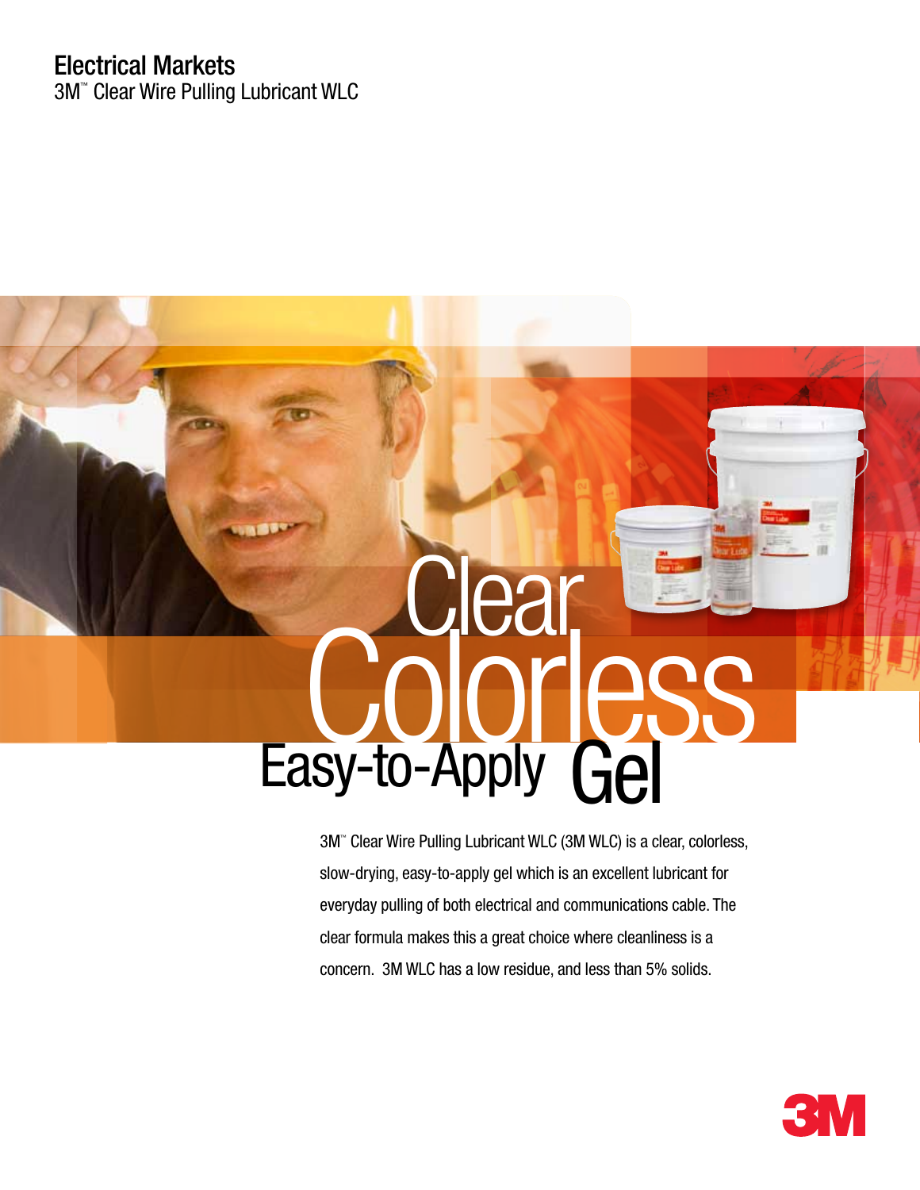# Electrical Markets

## 3M™ Clear Wire Pulling Lubricant WLC

# Clear Colorless Easy-to-Apply Gel

3M™ Clear Wire Pulling Lubricant WLC (3M WLC) is a clear, colorless, slow-drying, easy-to-apply gel which is an excellent lubricant for everyday pulling of both electrical and communications cable. The clear formula makes this a great choice where cleanliness is a concern. 3M WLC has a low residue, and less than 5% solids.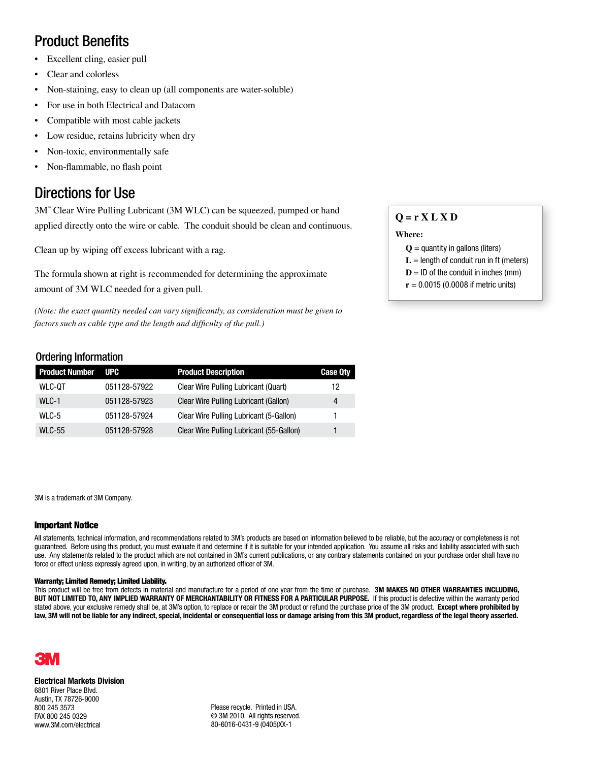## Product Benefits

- Excellent cling, easier pull
- Clear and colorless
- Non-staining, easy to clean up (all components are water-soluble)
- For use in both Electrical and Datacom
- Compatible with most cable jackets
- Low residue, retains lubricity when dry
- Non-toxic, environmentally safe
- Non-flammable, no flash point

## Directions for Use

3M™ Clear Wire Pulling Lubricant (3M WLC) can be squeezed, pumped or hand applied directly onto the wire or cable. The conduit should be clean and continuous.

Clean up by wiping off excess lubricant with a rag.

The formula shown at right is recommended for determining the approximate amount of 3M WLC needed for a given pull.

*(Note: the exact quantity needed can vary significantly, as consideration must be given to factors such as cable type and the length and difficulty of the pull.)*

**Q = r X L X D**

**Where:**

- **Q** = quantity in gallons (liters)
- **L** = length of conduit run in ft (meters)
- **D** = ID of the conduit in inches (mm)
- **r** = 0.0015 (0.0008 if metric units)

### Ordering Information

| Product Number | UPC | Product Description | Case Qty |
|---|---|---|---|
| WLC-QT | 051128-57922 | Clear Wire Pulling Lubricant (Quart) | 12 |
| WLC-1 | 051128-57923 | Clear Wire Pulling Lubricant (Gallon) | 4 |
| WLC-5 | 051128-57924 | Clear Wire Pulling Lubricant (5-Gallon) | 1 |
| WLC-55 | 051128-57928 | Clear Wire Pulling Lubricant (55-Gallon) | 1 |

3M is a trademark of 3M Company.

### Important Notice

All statements, technical information, and recommendations related to 3M's products are based on information believed to be reliable, but the accuracy or completeness is not guaranteed. Before using this product, you must evaluate it and determine if it is suitable for your intended application. You assume all risks and liability associated with such use. Any statements related to the product which are not contained in 3M's current publications, or any contrary statements contained on your purchase order shall have no force or effect unless expressly agreed upon, in writing, by an authorized officer of 3M.

**Warranty; Limited Remedy; Limited Liability.**

This product will be free from defects in material and manufacture for a period of one year from the time of purchase. **3M MAKES NO OTHER WARRANTIES INCLUDING, BUT NOT LIMITED TO, ANY IMPLIED WARRANTY OF MERCHANTABILITY OR FITNESS FOR A PARTICULAR PURPOSE.** If this product is defective within the warranty period stated above, your exclusive remedy shall be, at 3M's option, to replace or repair the 3M product or refund the purchase price of the 3M product. **Except where prohibited by law, 3M will not be liable for any indirect, special, incidental or consequential loss or damage arising from this 3M product, regardless of the legal theory asserted.**

3M

**Electrical Markets Division**
6801 River Place Blvd.
Austin, TX 78726-9000
800 245 3573
FAX 800 245 0329
www.3M.com/electrical

Please recycle. Printed in USA.
© 3M 2010. All rights reserved.
80-6016-0431-9 (0405)XX-1